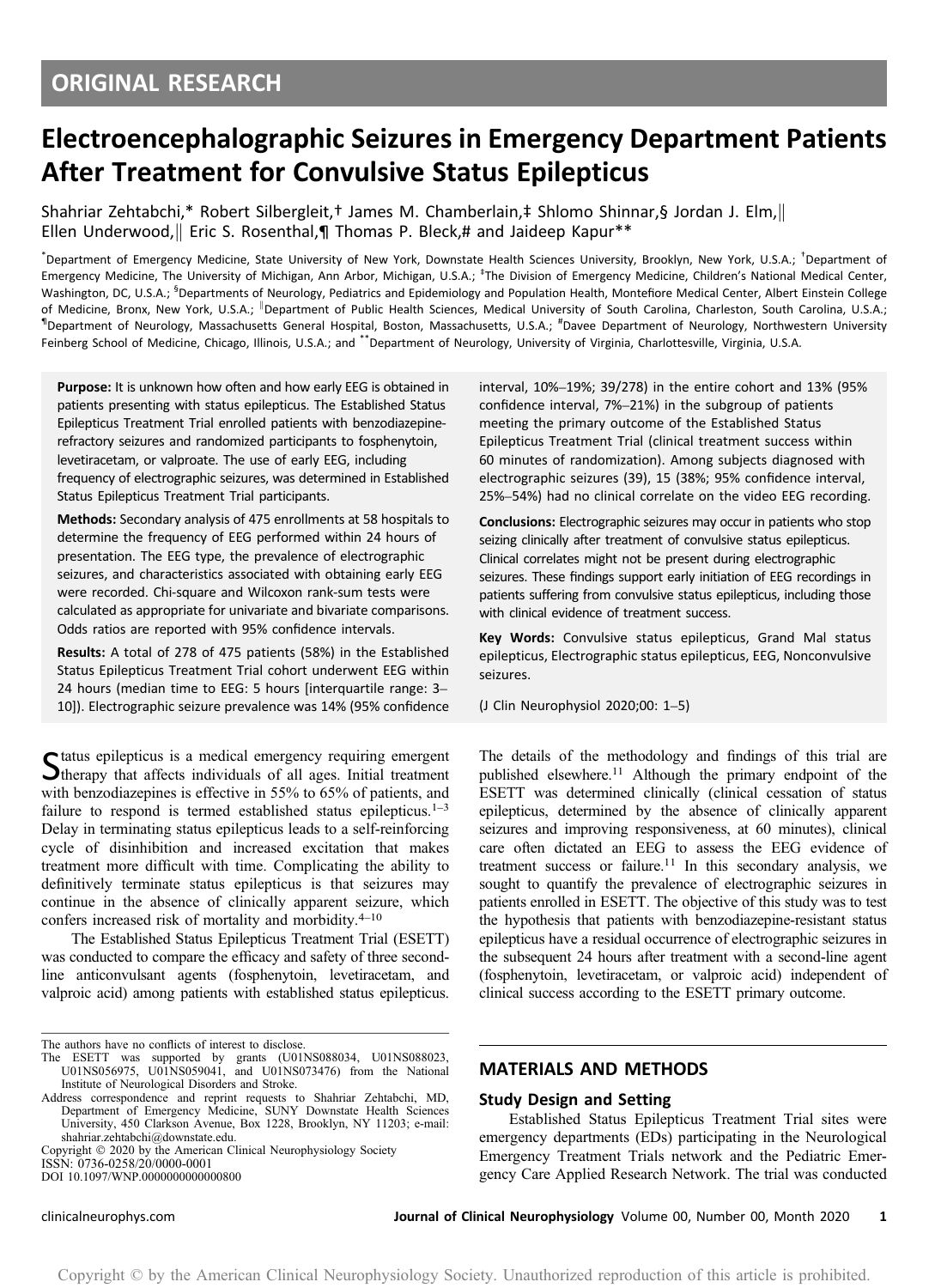ORIGINAL RESEARCH

# Electroencephalographic Seizures in Emergency Department Patients After Treatment for Convulsive Status Epilepticus

Shahriar Zehtabchi,* Robert Silbergleit,† James M. Chamberlain,‡ Shlomo Shinnar,§ Jordan J. Elm,‖ Ellen Underwood,‖ Eric S. Rosenthal,¶ Thomas P. Bleck,# and Jaideep Kapur**

*Department of Emergency Medicine, State University of New York, Downstate Health Sciences University, Brooklyn, New York, U.S.A.; †Department of Emergency Medicine, The University of Michigan, Ann Arbor, Michigan, U.S.A.; ‡The Division of Emergency Medicine, Children's National Medical Center, Washington, DC, U.S.A.; §Departments of Neurology, Pediatrics and Epidemiology and Population Health, Montefiore Medical Center, Albert Einstein College of Medicine, Bronx, New York, U.S.A.; ‖Department of Public Health Sciences, Medical University of South Carolina, Charleston, South Carolina, U.S.A.; ¶Department of Neurology, Massachusetts General Hospital, Boston, Massachusetts, U.S.A.; #Davee Department of Neurology, Northwestern University Feinberg School of Medicine, Chicago, Illinois, U.S.A.; and **Department of Neurology, University of Virginia, Charlottesville, Virginia, U.S.A.

**Purpose:** It is unknown how often and how early EEG is obtained in patients presenting with status epilepticus. The Established Status Epilepticus Treatment Trial enrolled patients with benzodiazepine-refractory seizures and randomized participants to fosphenytoin, levetiracetam, or valproate. The use of early EEG, including frequency of electrographic seizures, was determined in Established Status Epilepticus Treatment Trial participants.

**Methods:** Secondary analysis of 475 enrollments at 58 hospitals to determine the frequency of EEG performed within 24 hours of presentation. The EEG type, the prevalence of electrographic seizures, and characteristics associated with obtaining early EEG were recorded. Chi-square and Wilcoxon rank-sum tests were calculated as appropriate for univariate and bivariate comparisons. Odds ratios are reported with 95% confidence intervals.

**Results:** A total of 278 of 475 patients (58%) in the Established Status Epilepticus Treatment Trial cohort underwent EEG within 24 hours (median time to EEG: 5 hours [interquartile range: 3–10]). Electrographic seizure prevalence was 14% (95% confidence interval, 10%–19%; 39/278) in the entire cohort and 13% (95% confidence interval, 7%–21%) in the subgroup of patients meeting the primary outcome of the Established Status Epilepticus Treatment Trial (clinical treatment success within 60 minutes of randomization). Among subjects diagnosed with electrographic seizures (39), 15 (38%; 95% confidence interval, 25%–54%) had no clinical correlate on the video EEG recording.

**Conclusions:** Electrographic seizures may occur in patients who stop seizing clinically after treatment of convulsive status epilepticus. Clinical correlates might not be present during electrographic seizures. These findings support early initiation of EEG recordings in patients suffering from convulsive status epilepticus, including those with clinical evidence of treatment success.

**Key Words:** Convulsive status epilepticus, Grand Mal status epilepticus, Electrographic status epilepticus, EEG, Nonconvulsive seizures.

(J Clin Neurophysiol 2020;00: 1–5)

Status epilepticus is a medical emergency requiring emergent therapy that affects individuals of all ages. Initial treatment with benzodiazepines is effective in 55% to 65% of patients, and failure to respond is termed established status epilepticus.[1–3] Delay in terminating status epilepticus leads to a self-reinforcing cycle of disinhibition and increased excitation that makes treatment more difficult with time. Complicating the ability to definitively terminate status epilepticus is that seizures may continue in the absence of clinically apparent seizure, which confers increased risk of mortality and morbidity.[4–10]

The Established Status Epilepticus Treatment Trial (ESETT) was conducted to compare the efficacy and safety of three second-line anticonvulsant agents (fosphenytoin, levetiracetam, and valproic acid) among patients with established status epilepticus. The details of the methodology and findings of this trial are published elsewhere.[11] Although the primary endpoint of the ESETT was determined clinically (clinical cessation of status epilepticus, determined by the absence of clinically apparent seizures and improving responsiveness, at 60 minutes), clinical care often dictated an EEG to assess the EEG evidence of treatment success or failure.[11] In this secondary analysis, we sought to quantify the prevalence of electrographic seizures in patients enrolled in ESETT. The objective of this study was to test the hypothesis that patients with benzodiazepine-resistant status epilepticus have a residual occurrence of electrographic seizures in the subsequent 24 hours after treatment with a second-line agent (fosphenytoin, levetiracetam, or valproic acid) independent of clinical success according to the ESETT primary outcome.

## MATERIALS AND METHODS

### Study Design and Setting

Established Status Epilepticus Treatment Trial sites were emergency departments (EDs) participating in the Neurological Emergency Treatment Trials network and the Pediatric Emergency Care Applied Research Network. The trial was conducted

The authors have no conflicts of interest to disclose.

The ESETT was supported by grants (U01NS088034, U01NS088023, U01NS056975, U01NS059041, and U01NS073476) from the National Institute of Neurological Disorders and Stroke.

Address correspondence and reprint requests to Shahriar Zehtabchi, MD, Department of Emergency Medicine, SUNY Downstate Health Sciences University, 450 Clarkson Avenue, Box 1228, Brooklyn, NY 11203; e-mail: shahriar.zehtabchi@downstate.edu.

Copyright © 2020 by the American Clinical Neurophysiology Society

ISSN: 0736-0258/20/0000-0001

DOI 10.1097/WNP.0000000000000800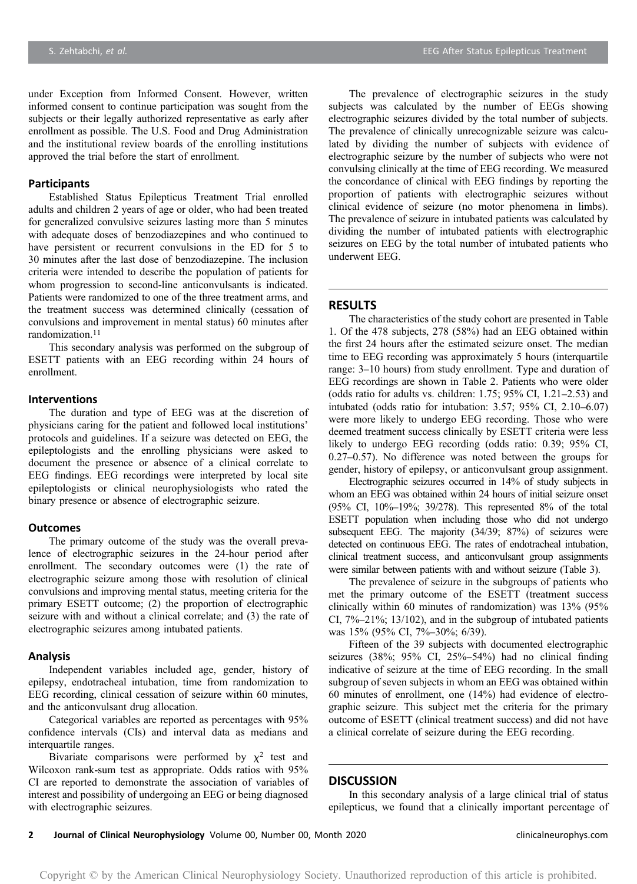under Exception from Informed Consent. However, written informed consent to continue participation was sought from the subjects or their legally authorized representative as early after enrollment as possible. The U.S. Food and Drug Administration and the institutional review boards of the enrolling institutions approved the trial before the start of enrollment.

### Participants

Established Status Epilepticus Treatment Trial enrolled adults and children 2 years of age or older, who had been treated for generalized convulsive seizures lasting more than 5 minutes with adequate doses of benzodiazepines and who continued to have persistent or recurrent convulsions in the ED for 5 to 30 minutes after the last dose of benzodiazepine. The inclusion criteria were intended to describe the population of patients for whom progression to second-line anticonvulsants is indicated. Patients were randomized to one of the three treatment arms, and the treatment success was determined clinically (cessation of convulsions and improvement in mental status) 60 minutes after randomization.[11]

This secondary analysis was performed on the subgroup of ESETT patients with an EEG recording within 24 hours of enrollment.

### Interventions

The duration and type of EEG was at the discretion of physicians caring for the patient and followed local institutions' protocols and guidelines. If a seizure was detected on EEG, the epileptologists and the enrolling physicians were asked to document the presence or absence of a clinical correlate to EEG findings. EEG recordings were interpreted by local site epileptologists or clinical neurophysiologists who rated the binary presence or absence of electrographic seizure.

### Outcomes

The primary outcome of the study was the overall prevalence of electrographic seizures in the 24-hour period after enrollment. The secondary outcomes were (1) the rate of electrographic seizure among those with resolution of clinical convulsions and improving mental status, meeting criteria for the primary ESETT outcome; (2) the proportion of electrographic seizure with and without a clinical correlate; and (3) the rate of electrographic seizures among intubated patients.

### Analysis

Independent variables included age, gender, history of epilepsy, endotracheal intubation, time from randomization to EEG recording, clinical cessation of seizure within 60 minutes, and the anticonvulsant drug allocation.

Categorical variables are reported as percentages with 95% confidence intervals (CIs) and interval data as medians and interquartile ranges.

Bivariate comparisons were performed by $\chi^2$ test and Wilcoxon rank-sum test as appropriate. Odds ratios with 95% CI are reported to demonstrate the association of variables of interest and possibility of undergoing an EEG or being diagnosed with electrographic seizures.

The prevalence of electrographic seizures in the study subjects was calculated by the number of EEGs showing electrographic seizures divided by the total number of subjects. The prevalence of clinically unrecognizable seizure was calculated by dividing the number of subjects with evidence of electrographic seizure by the number of subjects who were not convulsing clinically at the time of EEG recording. We measured the concordance of clinical with EEG findings by reporting the proportion of patients with electrographic seizures without clinical evidence of seizure (no motor phenomena in limbs). The prevalence of seizure in intubated patients was calculated by dividing the number of intubated patients with electrographic seizures on EEG by the total number of intubated patients who underwent EEG.

## RESULTS

The characteristics of the study cohort are presented in Table 1. Of the 478 subjects, 278 (58%) had an EEG obtained within the first 24 hours after the estimated seizure onset. The median time to EEG recording was approximately 5 hours (interquartile range: 3–10 hours) from study enrollment. Type and duration of EEG recordings are shown in Table 2. Patients who were older (odds ratio for adults vs. children: 1.75; 95% CI, 1.21–2.53) and intubated (odds ratio for intubation: 3.57; 95% CI, 2.10–6.07) were more likely to undergo EEG recording. Those who were deemed treatment success clinically by ESETT criteria were less likely to undergo EEG recording (odds ratio: 0.39; 95% CI, 0.27–0.57). No difference was noted between the groups for gender, history of epilepsy, or anticonvulsant group assignment.

Electrographic seizures occurred in 14% of study subjects in whom an EEG was obtained within 24 hours of initial seizure onset (95% CI, 10%–19%; 39/278). This represented 8% of the total ESETT population when including those who did not undergo subsequent EEG. The majority (34/39; 87%) of seizures were detected on continuous EEG. The rates of endotracheal intubation, clinical treatment success, and anticonvulsant group assignments were similar between patients with and without seizure (Table 3).

The prevalence of seizure in the subgroups of patients who met the primary outcome of the ESETT (treatment success clinically within 60 minutes of randomization) was 13% (95% CI, 7%–21%; 13/102), and in the subgroup of intubated patients was 15% (95% CI, 7%–30%; 6/39).

Fifteen of the 39 subjects with documented electrographic seizures (38%; 95% CI, 25%–54%) had no clinical finding indicative of seizure at the time of EEG recording. In the small subgroup of seven subjects in whom an EEG was obtained within 60 minutes of enrollment, one (14%) had evidence of electrographic seizure. This subject met the criteria for the primary outcome of ESETT (clinical treatment success) and did not have a clinical correlate of seizure during the EEG recording.

## DISCUSSION

In this secondary analysis of a large clinical trial of status epilepticus, we found that a clinically important percentage of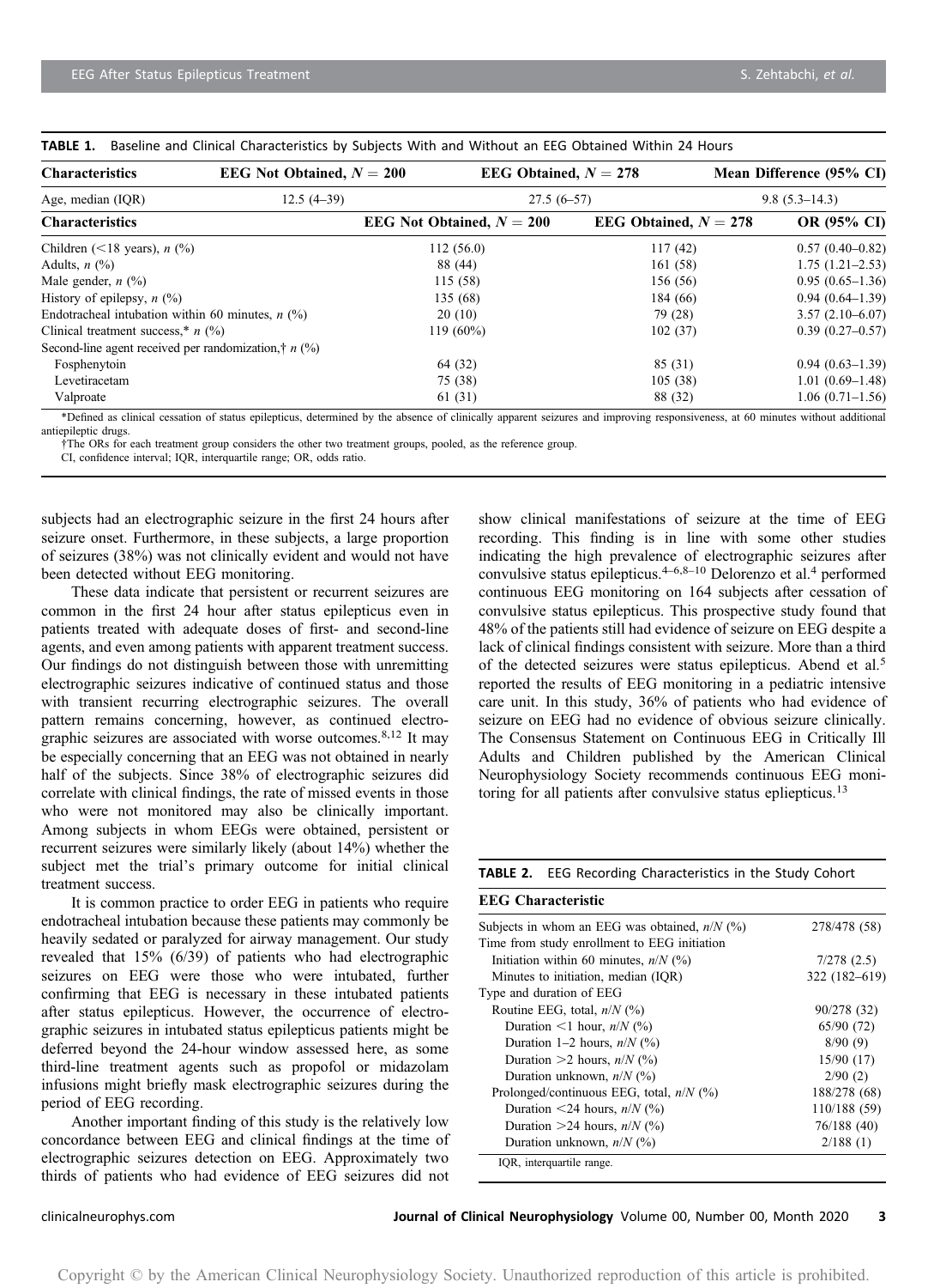**TABLE 1.** Baseline and Clinical Characteristics by Subjects With and Without an EEG Obtained Within 24 Hours

| Characteristics | EEG Not Obtained, $N = 200$ | EEG Obtained, $N = 278$ | Mean Difference (95% CI) |
|---|---|---|---|
| Age, median (IQR) | 12.5 (4–39) | 27.5 (6–57) | 9.8 (5.3–14.3) |
| **Characteristics** | **EEG Not Obtained, $N = 200$** | **EEG Obtained, $N = 278$** | **OR (95% CI)** |
| Children (<18 years), *n* (%) | 112 (56.0) | 117 (42) | 0.57 (0.40–0.82) |
| Adults, *n* (%) | 88 (44) | 161 (58) | 1.75 (1.21–2.53) |
| Male gender, *n* (%) | 115 (58) | 156 (56) | 0.95 (0.65–1.36) |
| History of epilepsy, *n* (%) | 135 (68) | 184 (66) | 0.94 (0.64–1.39) |
| Endotracheal intubation within 60 minutes, *n* (%) | 20 (10) | 79 (28) | 3.57 (2.10–6.07) |
| Clinical treatment success,* *n* (%) | 119 (60%) | 102 (37) | 0.39 (0.27–0.57) |
| Second-line agent received per randomization,† *n* (%) | | | |
| Fosphenytoin | 64 (32) | 85 (31) | 0.94 (0.63–1.39) |
| Levetiracetam | 75 (38) | 105 (38) | 1.01 (0.69–1.48) |
| Valproate | 61 (31) | 88 (32) | 1.06 (0.71–1.56) |

*Defined as clinical cessation of status epilepticus, determined by the absence of clinically apparent seizures and improving responsiveness, at 60 minutes without additional antiepileptic drugs.

†The ORs for each treatment group considers the other two treatment groups, pooled, as the reference group.

CI, confidence interval; IQR, interquartile range; OR, odds ratio.

subjects had an electrographic seizure in the first 24 hours after seizure onset. Furthermore, in these subjects, a large proportion of seizures (38%) was not clinically evident and would not have been detected without EEG monitoring.

These data indicate that persistent or recurrent seizures are common in the first 24 hour after status epilepticus even in patients treated with adequate doses of first- and second-line agents, and even among patients with apparent treatment success. Our findings do not distinguish between those with unremitting electrographic seizures indicative of continued status and those with transient recurring electrographic seizures. The overall pattern remains concerning, however, as continued electrographic seizures are associated with worse outcomes.[8,12] It may be especially concerning that an EEG was not obtained in nearly half of the subjects. Since 38% of electrographic seizures did correlate with clinical findings, the rate of missed events in those who were not monitored may also be clinically important. Among subjects in whom EEGs were obtained, persistent or recurrent seizures were similarly likely (about 14%) whether the subject met the trial's primary outcome for initial clinical treatment success.

It is common practice to order EEG in patients who require endotracheal intubation because these patients may commonly be heavily sedated or paralyzed for airway management. Our study revealed that 15% (6/39) of patients who had electrographic seizures on EEG were those who were intubated, further confirming that EEG is necessary in these intubated patients after status epilepticus. However, the occurrence of electrographic seizures in intubated status epilepticus patients might be deferred beyond the 24-hour window assessed here, as some third-line treatment agents such as propofol or midazolam infusions might briefly mask electrographic seizures during the period of EEG recording.

Another important finding of this study is the relatively low concordance between EEG and clinical findings at the time of electrographic seizures detection on EEG. Approximately two thirds of patients who had evidence of EEG seizures did not show clinical manifestations of seizure at the time of EEG recording. This finding is in line with some other studies indicating the high prevalence of electrographic seizures after convulsive status epilepticus.[4–6,8–10] Delorenzo et al.[4] performed continuous EEG monitoring on 164 subjects after cessation of convulsive status epilepticus. This prospective study found that 48% of the patients still had evidence of seizure on EEG despite a lack of clinical findings consistent with seizure. More than a third of the detected seizures were status epilepticus. Abend et al.[5] reported the results of EEG monitoring in a pediatric intensive care unit. In this study, 36% of patients who had evidence of seizure on EEG had no evidence of obvious seizure clinically. The Consensus Statement on Continuous EEG in Critically Ill Adults and Children published by the American Clinical Neurophysiology Society recommends continuous EEG monitoring for all patients after convulsive status epliepticus.[13]

**TABLE 2.** EEG Recording Characteristics in the Study Cohort

| EEG Characteristic | |
|---|---|
| Subjects in whom an EEG was obtained, *n*/*N* (%) | 278/478 (58) |
| Time from study enrollment to EEG initiation | |
| Initiation within 60 minutes, *n*/*N* (%) | 7/278 (2.5) |
| Minutes to initiation, median (IQR) | 322 (182–619) |
| Type and duration of EEG | |
| Routine EEG, total, *n*/*N* (%) | 90/278 (32) |
| Duration <1 hour, *n*/*N* (%) | 65/90 (72) |
| Duration 1–2 hours, *n*/*N* (%) | 8/90 (9) |
| Duration >2 hours, *n*/*N* (%) | 15/90 (17) |
| Duration unknown, *n*/*N* (%) | 2/90 (2) |
| Prolonged/continuous EEG, total, *n*/*N* (%) | 188/278 (68) |
| Duration <24 hours, *n*/*N* (%) | 110/188 (59) |
| Duration >24 hours, *n*/*N* (%) | 76/188 (40) |
| Duration unknown, *n*/*N* (%) | 2/188 (1) |

IQR, interquartile range.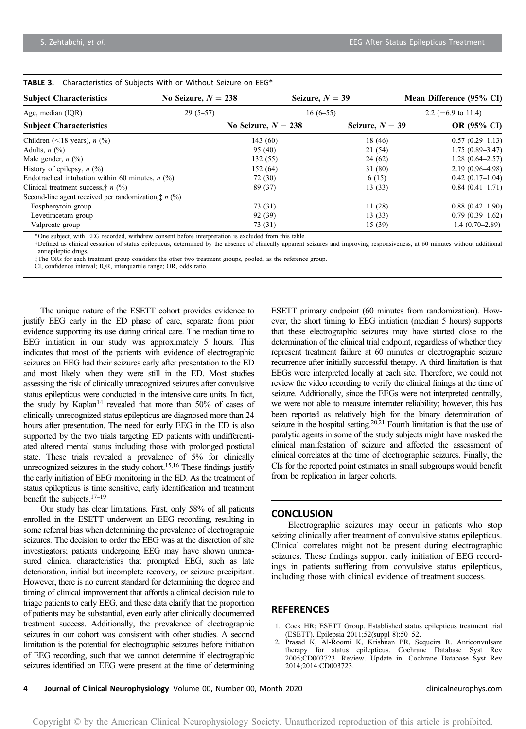**TABLE 3.** Characteristics of Subjects With or Without Seizure on EEG*

| Subject Characteristics | No Seizure, $N = 238$ | Seizure, $N = 39$ | Mean Difference (95% CI) |
|---|---|---|---|
| Age, median (IQR) | 29 (5–57) | 16 (6–55) | 2.2 (−6.9 to 11.4) |
| **Subject Characteristics** | **No Seizure, $N = 238$** | **Seizure, $N = 39$** | **OR (95% CI)** |
| Children (<18 years), *n* (%) | 143 (60) | 18 (46) | 0.57 (0.29–1.13) |
| Adults, *n* (%) | 95 (40) | 21 (54) | 1.75 (0.89–3.47) |
| Male gender, *n* (%) | 132 (55) | 24 (62) | 1.28 (0.64–2.57) |
| History of epilepsy, *n* (%) | 152 (64) | 31 (80) | 2.19 (0.96–4.98) |
| Endotracheal intubation within 60 minutes, *n* (%) | 72 (30) | 6 (15) | 0.42 (0.17–1.04) |
| Clinical treatment success,† *n* (%) | 89 (37) | 13 (33) | 0.84 (0.41–1.71) |
| Second-line agent received per randomization,‡ *n* (%) | | | |
| Fosphenytoin group | 73 (31) | 11 (28) | 0.88 (0.42–1.90) |
| Levetiracetam group | 92 (39) | 13 (33) | 0.79 (0.39–1.62) |
| Valproate group | 73 (31) | 15 (39) | 1.4 (0.70–2.89) |

*One subject, with EEG recorded, withdrew consent before interpretation is excluded from this table.
†Defined as clinical cessation of status epilepticus, determined by the absence of clinically apparent seizures and improving responsiveness, at 60 minutes without additional antiepileptic drugs.
‡The ORs for each treatment group considers the other two treatment groups, pooled, as the reference group.
CI, confidence interval; IQR, interquartile range; OR, odds ratio.

The unique nature of the ESETT cohort provides evidence to justify EEG early in the ED phase of care, separate from prior evidence supporting its use during critical care. The median time to EEG initiation in our study was approximately 5 hours. This indicates that most of the patients with evidence of electrographic seizures on EEG had their seizures early after presentation to the ED and most likely when they were still in the ED. Most studies assessing the risk of clinically unrecognized seizures after convulsive status epilepticus were conducted in the intensive care units. In fact, the study by Kaplan[14] revealed that more than 50% of cases of clinically unrecognized status epilepticus are diagnosed more than 24 hours after presentation. The need for early EEG in the ED is also supported by the two trials targeting ED patients with undifferentiated altered mental status including those with prolonged postictal state. These trials revealed a prevalence of 5% for clinically unrecognized seizures in the study cohort.[15,16] These findings justify the early initiation of EEG monitoring in the ED. As the treatment of status epilepticus is time sensitive, early identification and treatment benefit the subjects.[17–19]

Our study has clear limitations. First, only 58% of all patients enrolled in the ESETT underwent an EEG recording, resulting in some referral bias when determining the prevalence of electrographic seizures. The decision to order the EEG was at the discretion of site investigators; patients undergoing EEG may have shown unmeasured clinical characteristics that prompted EEG, such as late deterioration, initial but incomplete recovery, or seizure precipitant. However, there is no current standard for determining the degree and timing of clinical improvement that affords a clinical decision rule to triage patients to early EEG, and these data clarify that the proportion of patients may be substantial, even early after clinically documented treatment success. Additionally, the prevalence of electrographic seizures in our cohort was consistent with other studies. A second limitation is the potential for electrographic seizures before initiation of EEG recording, such that we cannot determine if electrographic seizures identified on EEG were present at the time of determining ESETT primary endpoint (60 minutes from randomization). However, the short timing to EEG initiation (median 5 hours) supports that these electrographic seizures may have started close to the determination of the clinical trial endpoint, regardless of whether they represent treatment failure at 60 minutes or electrographic seizure recurrence after initially successful therapy. A third limitation is that EEGs were interpreted locally at each site. Therefore, we could not review the video recording to verify the clinical finings at the time of seizure. Additionally, since the EEGs were not interpreted centrally, we were not able to measure interrater reliability; however, this has been reported as relatively high for the binary determination of seizure in the hospital setting.[20,21] Fourth limitation is that the use of paralytic agents in some of the study subjects might have masked the clinical manifestation of seizure and affected the assessment of clinical correlates at the time of electrographic seizures. Finally, the CIs for the reported point estimates in small subgroups would benefit from be replication in larger cohorts.

## CONCLUSION

Electrographic seizures may occur in patients who stop seizing clinically after treatment of convulsive status epilepticus. Clinical correlates might not be present during electrographic seizures. These findings support early initiation of EEG recordings in patients suffering from convulsive status epilepticus, including those with clinical evidence of treatment success.

## REFERENCES

1. Cock HR; ESETT Group. Established status epilepticus treatment trial (ESETT). Epilepsia 2011;52(suppl 8):50–52.
2. Prasad K, Al-Roomi K, Krishnan PR, Sequeira R. Anticonvulsant therapy for status epilepticus. Cochrane Database Syst Rev 2005;CD003723. Review. Update in: Cochrane Database Syst Rev 2014;2014:CD003723.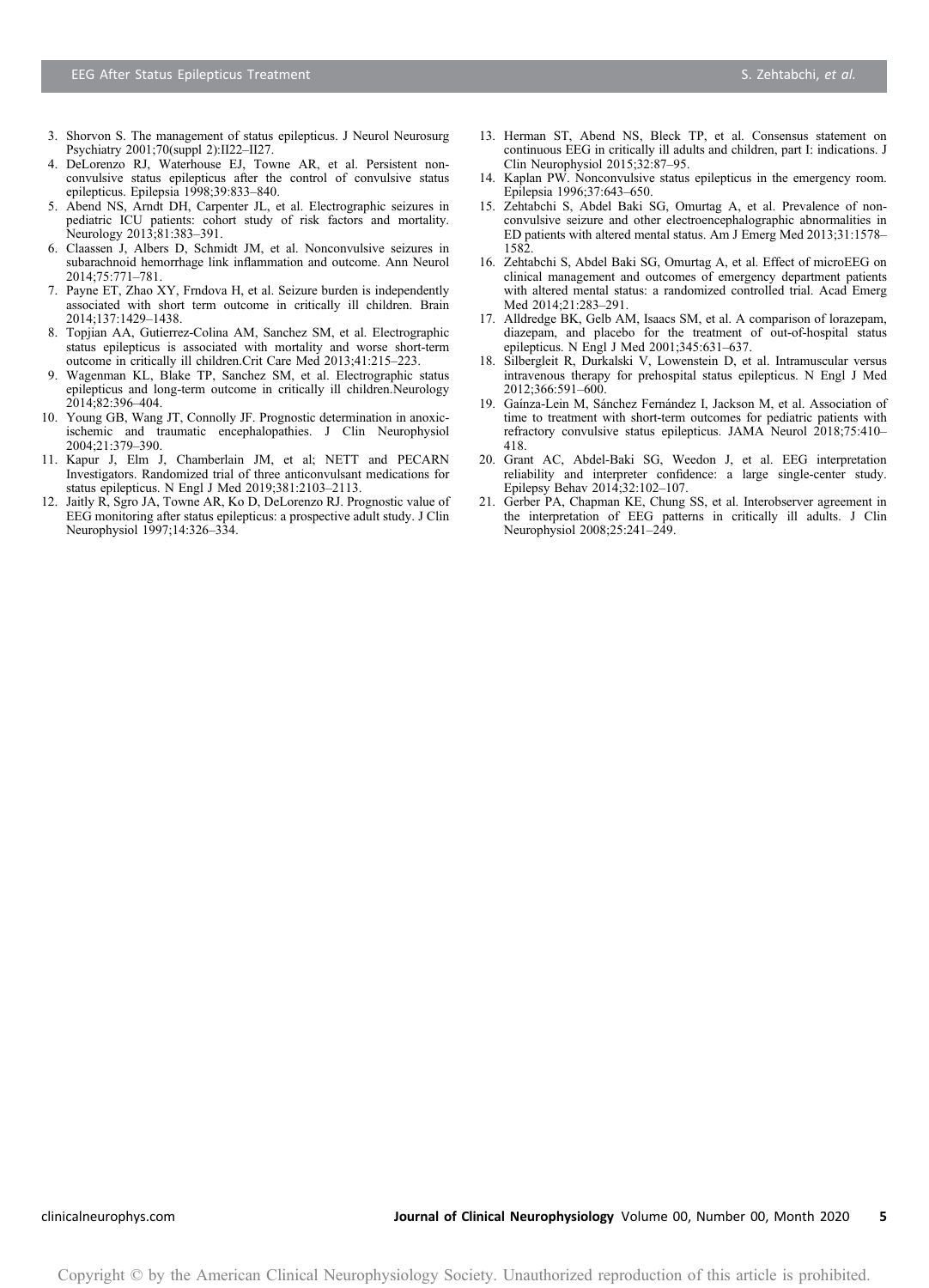3. Shorvon S. The management of status epilepticus. J Neurol Neurosurg Psychiatry 2001;70(suppl 2):II22–II27.
4. DeLorenzo RJ, Waterhouse EJ, Towne AR, et al. Persistent nonconvulsive status epilepticus after the control of convulsive status epilepticus. Epilepsia 1998;39:833–840.
5. Abend NS, Arndt DH, Carpenter JL, et al. Electrographic seizures in pediatric ICU patients: cohort study of risk factors and mortality. Neurology 2013;81:383–391.
6. Claassen J, Albers D, Schmidt JM, et al. Nonconvulsive seizures in subarachnoid hemorrhage link inflammation and outcome. Ann Neurol 2014;75:771–781.
7. Payne ET, Zhao XY, Frndova H, et al. Seizure burden is independently associated with short term outcome in critically ill children. Brain 2014;137:1429–1438.
8. Topjian AA, Gutierrez-Colina AM, Sanchez SM, et al. Electrographic status epilepticus is associated with mortality and worse short-term outcome in critically ill children.Crit Care Med 2013;41:215–223.
9. Wagenman KL, Blake TP, Sanchez SM, et al. Electrographic status epilepticus and long-term outcome in critically ill children.Neurology 2014;82:396–404.
10. Young GB, Wang JT, Connolly JF. Prognostic determination in anoxic-ischemic and traumatic encephalopathies. J Clin Neurophysiol 2004;21:379–390.
11. Kapur J, Elm J, Chamberlain JM, et al; NETT and PECARN Investigators. Randomized trial of three anticonvulsant medications for status epilepticus. N Engl J Med 2019;381:2103–2113.
12. Jaitly R, Sgro JA, Towne AR, Ko D, DeLorenzo RJ. Prognostic value of EEG monitoring after status epilepticus: a prospective adult study. J Clin Neurophysiol 1997;14:326–334.
13. Herman ST, Abend NS, Bleck TP, et al. Consensus statement on continuous EEG in critically ill adults and children, part I: indications. J Clin Neurophysiol 2015;32:87–95.
14. Kaplan PW. Nonconvulsive status epilepticus in the emergency room. Epilepsia 1996;37:643–650.
15. Zehtabchi S, Abdel Baki SG, Omurtag A, et al. Prevalence of non-convulsive seizure and other electroencephalographic abnormalities in ED patients with altered mental status. Am J Emerg Med 2013;31:1578–1582.
16. Zehtabchi S, Abdel Baki SG, Omurtag A, et al. Effect of microEEG on clinical management and outcomes of emergency department patients with altered mental status: a randomized controlled trial. Acad Emerg Med 2014;21:283–291.
17. Alldredge BK, Gelb AM, Isaacs SM, et al. A comparison of lorazepam, diazepam, and placebo for the treatment of out-of-hospital status epilepticus. N Engl J Med 2001;345:631–637.
18. Silbergleit R, Durkalski V, Lowenstein D, et al. Intramuscular versus intravenous therapy for prehospital status epilepticus. N Engl J Med 2012;366:591–600.
19. Gaínza-Lein M, Sánchez Fernández I, Jackson M, et al. Association of time to treatment with short-term outcomes for pediatric patients with refractory convulsive status epilepticus. JAMA Neurol 2018;75:410–418.
20. Grant AC, Abdel-Baki SG, Weedon J, et al. EEG interpretation reliability and interpreter confidence: a large single-center study. Epilepsy Behav 2014;32:102–107.
21. Gerber PA, Chapman KE, Chung SS, et al. Interobserver agreement in the interpretation of EEG patterns in critically ill adults. J Clin Neurophysiol 2008;25:241–249.

Copyright © by the American Clinical Neurophysiology Society. Unauthorized reproduction of this article is prohibited.